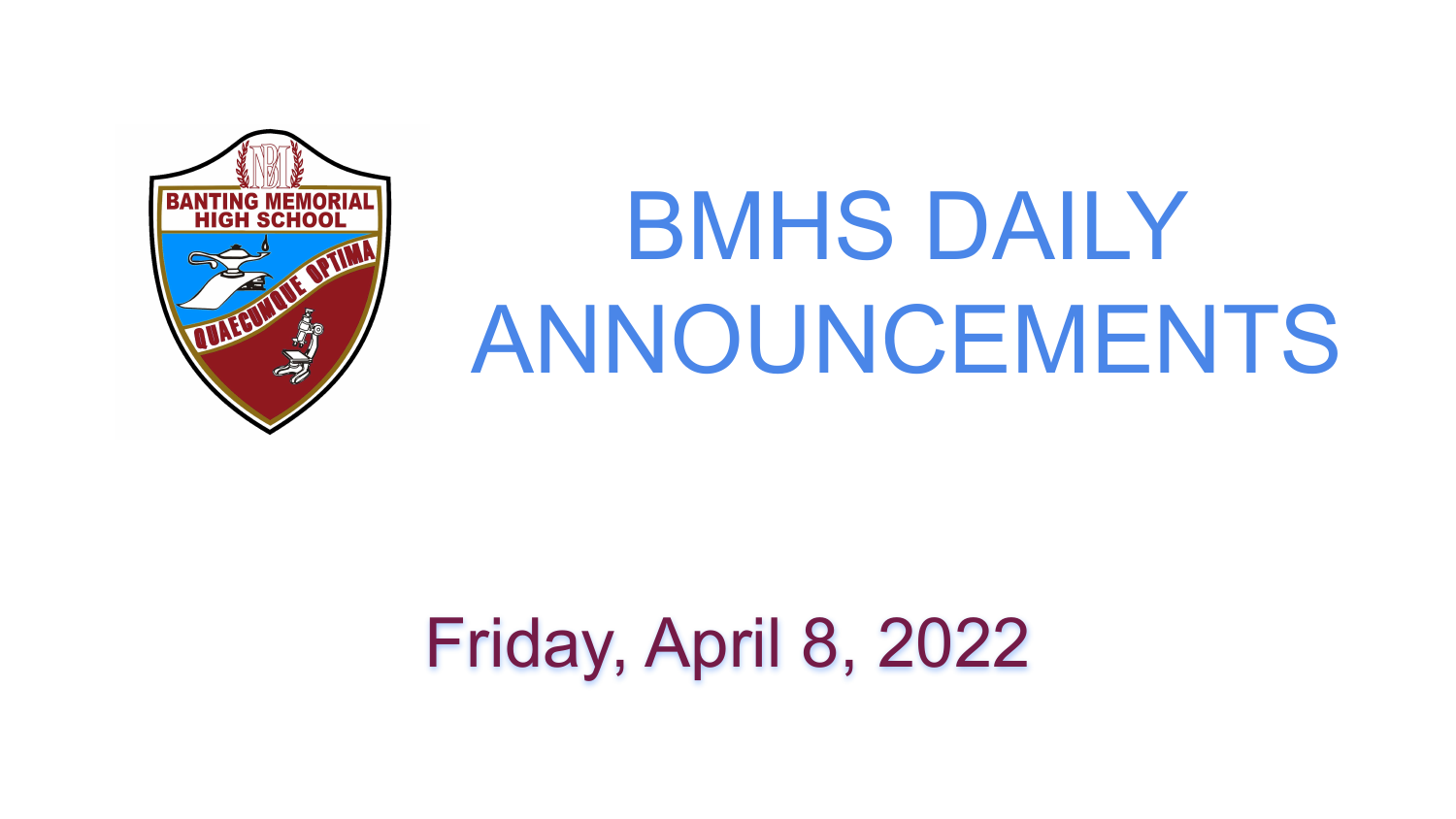# BMHS DAILY ANNOUNCEMENTS

Friday, April 8, 2022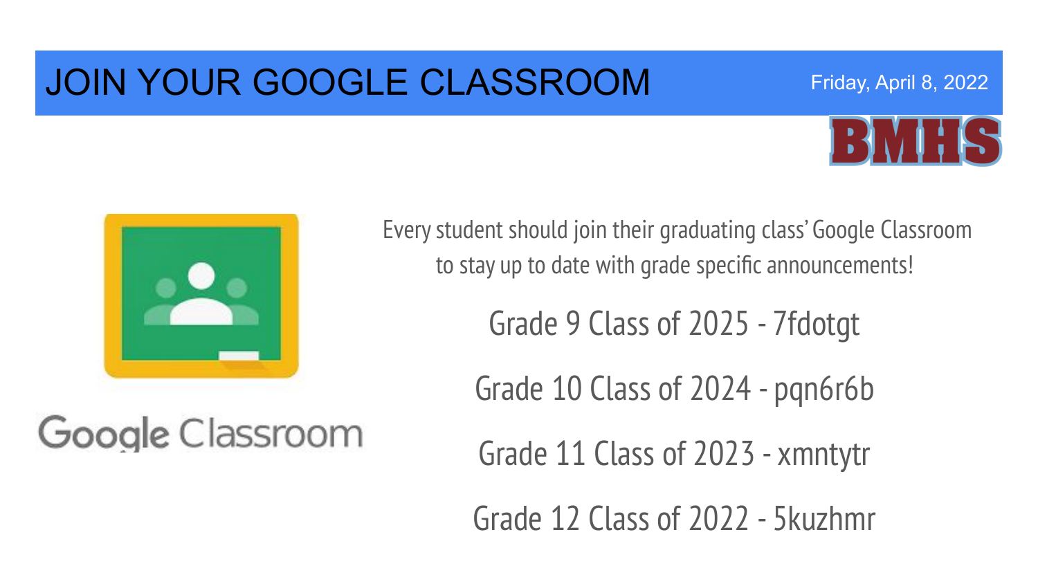# JOIN YOUR GOOGLE CLASSROOM

Friday, April 8, 2022

BMHS

Google Classroom

Every student should join their graduating class' Google Classroom to stay up to date with grade specific announcements!

Grade 9 Class of 2025 - 7fdotgt

Grade 10 Class of 2024 - pqn6r6b

Grade 11 Class of 2023 - xmntytr

Grade 12 Class of 2022 - 5kuzhmr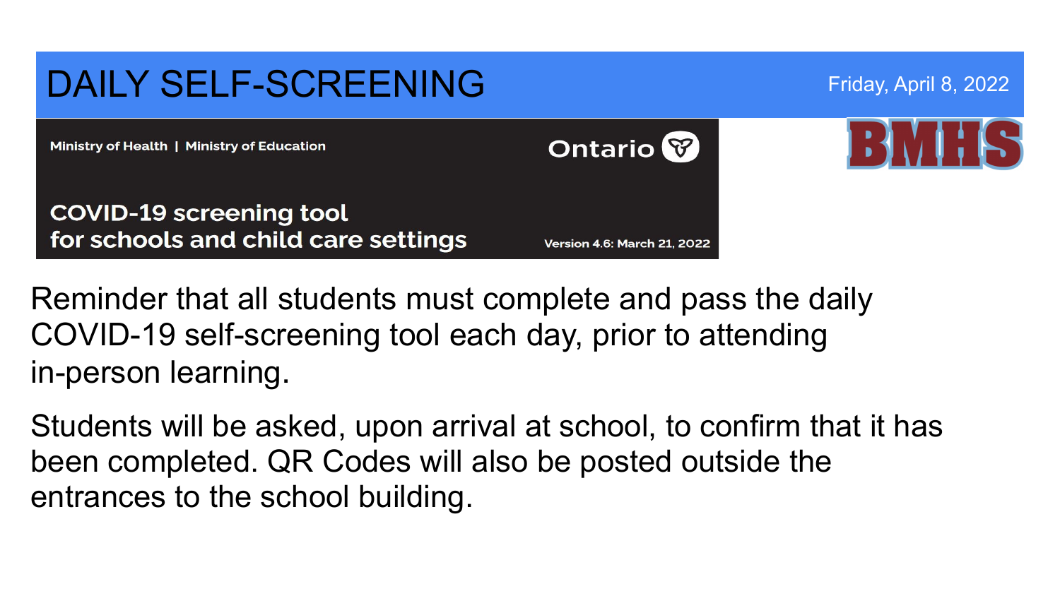# DAILY SELF-SCREENING

Friday, April 8, 2022

BMHS

Ministry of Health | Ministry of Education

Ontario

**COVID-19 screening tool for schools and child care settings**

Version 4.6: March 21, 2022

Reminder that all students must complete and pass the daily COVID-19 self-screening tool each day, prior to attending in-person learning.

Students will be asked, upon arrival at school, to confirm that it has been completed. QR Codes will also be posted outside the entrances to the school building.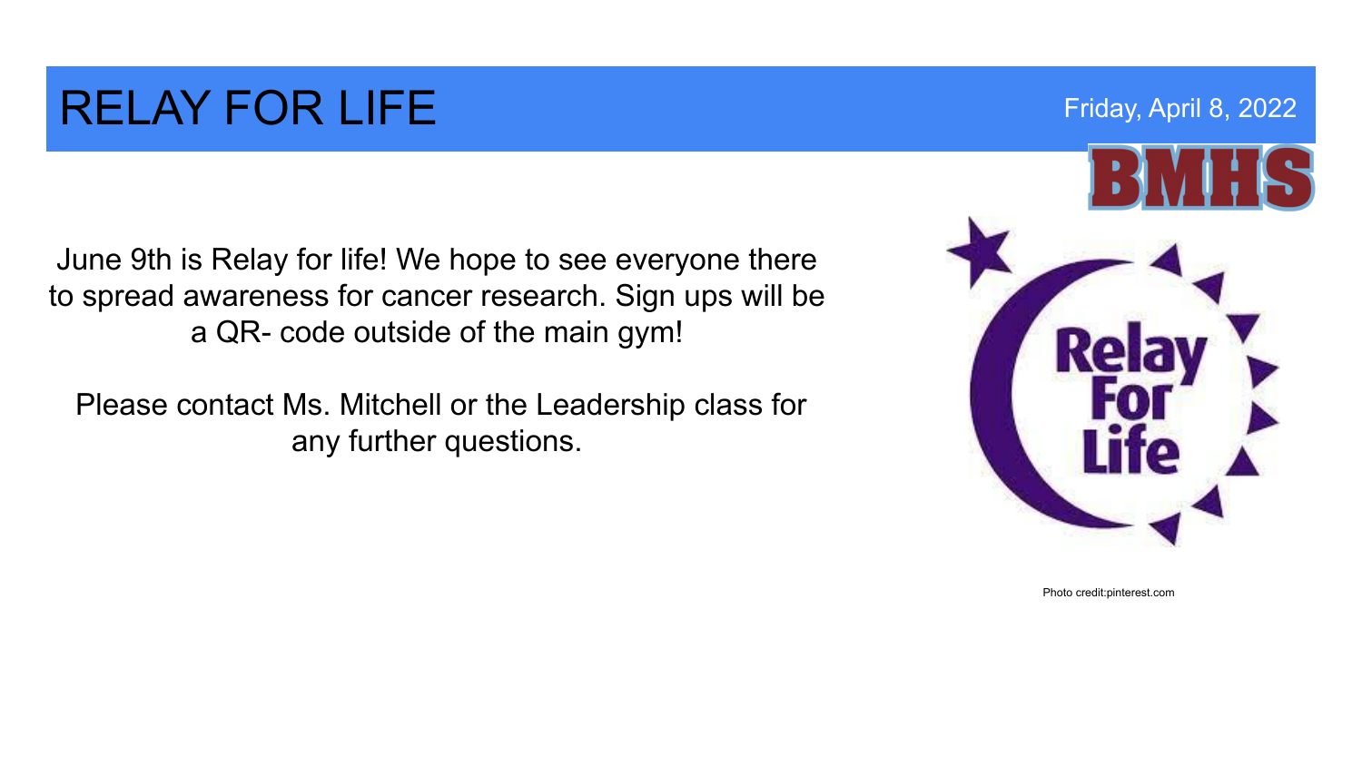# RELAY FOR LIFE

Friday, April 8, 2022

June 9th is Relay for life! We hope to see everyone there to spread awareness for cancer research. Sign ups will be a QR- code outside of the main gym!

Please contact Ms. Mitchell or the Leadership class for any further questions.

Photo credit:pinterest.com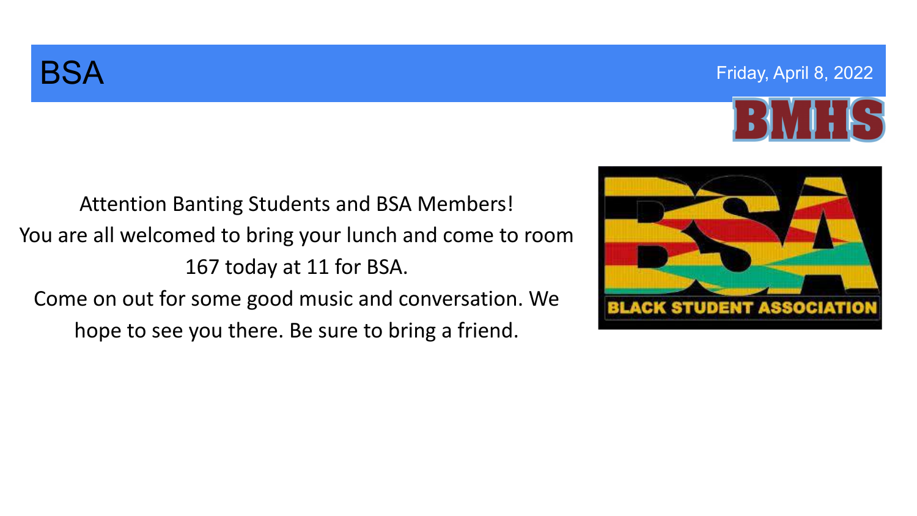# BSA

Friday, April 8, 2022

Attention Banting Students and BSA Members!
You are all welcomed to bring your lunch and come to room 167 today at 11 for BSA.
Come on out for some good music and conversation. We hope to see you there. Be sure to bring a friend.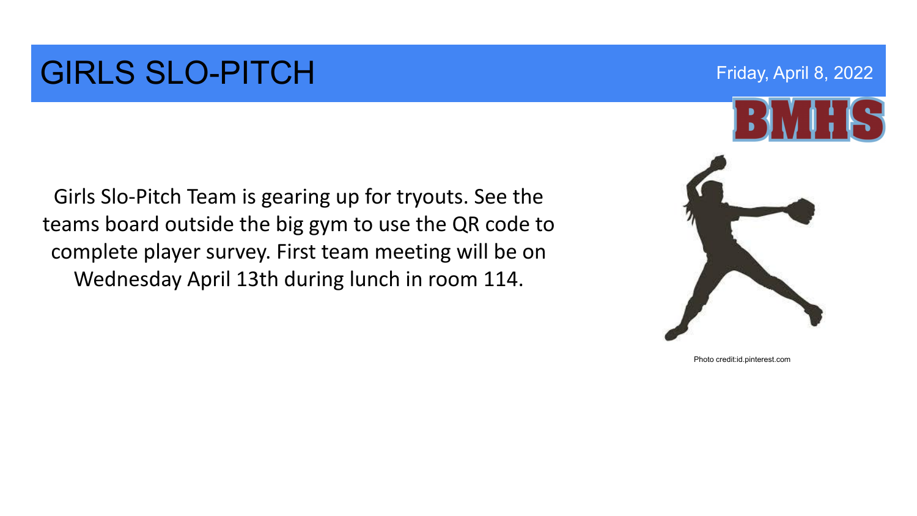# GIRLS SLO-PITCH

Friday, April 8, 2022

BMHS

Girls Slo-Pitch Team is gearing up for tryouts. See the teams board outside the big gym to use the QR code to complete player survey. First team meeting will be on Wednesday April 13th during lunch in room 114.

Photo credit:id.pinterest.com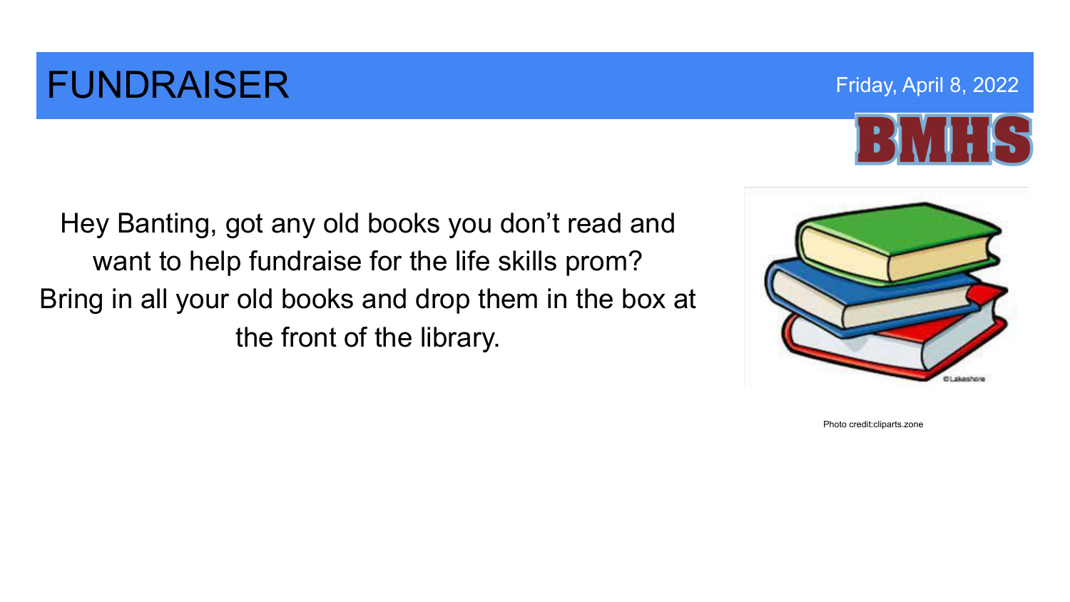# FUNDRAISER

Friday, April 8, 2022

BMHS

Hey Banting, got any old books you don't read and want to help fundraise for the life skills prom? Bring in all your old books and drop them in the box at the front of the library.

Photo credit:cliparts.zone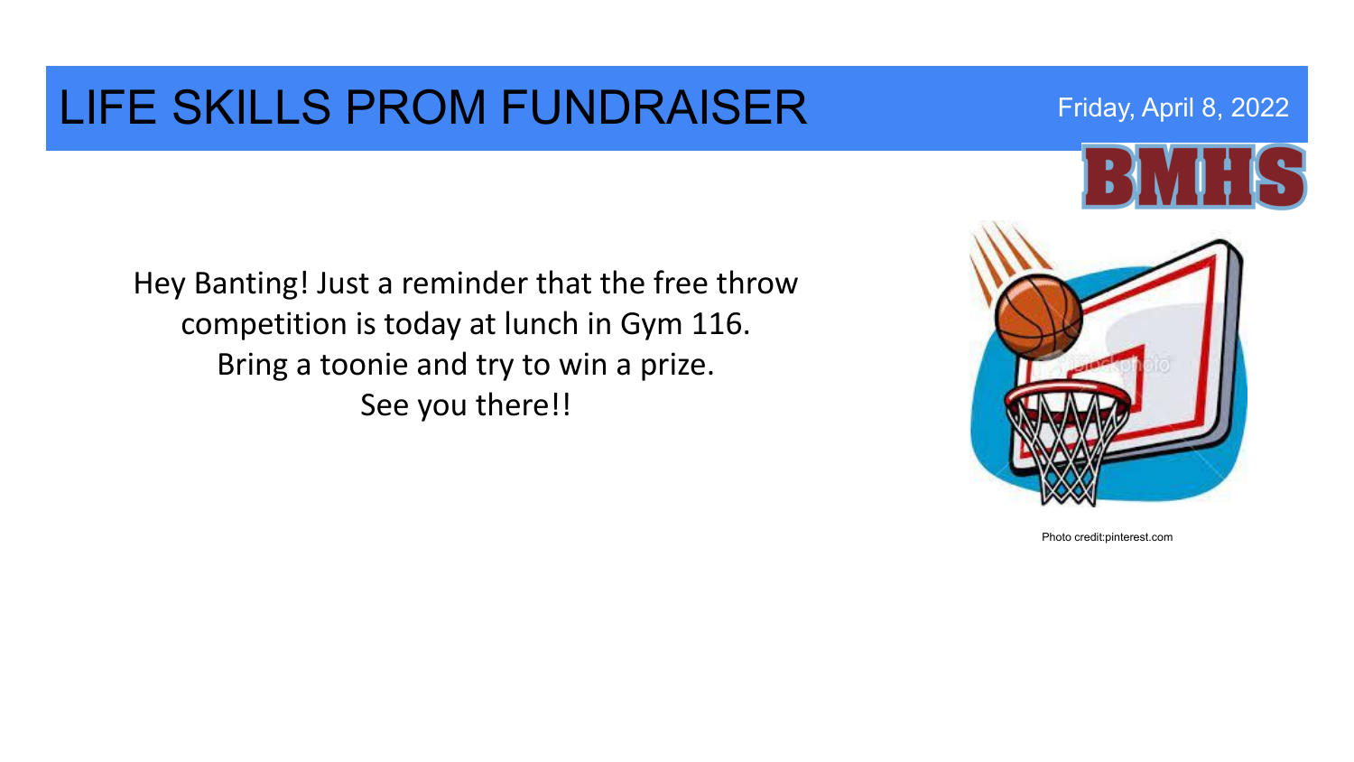# LIFE SKILLS PROM FUNDRAISER

Friday, April 8, 2022

BMHS

Hey Banting! Just a reminder that the free throw competition is today at lunch in Gym 116.
Bring a toonie and try to win a prize.
See you there!!

Photo credit:pinterest.com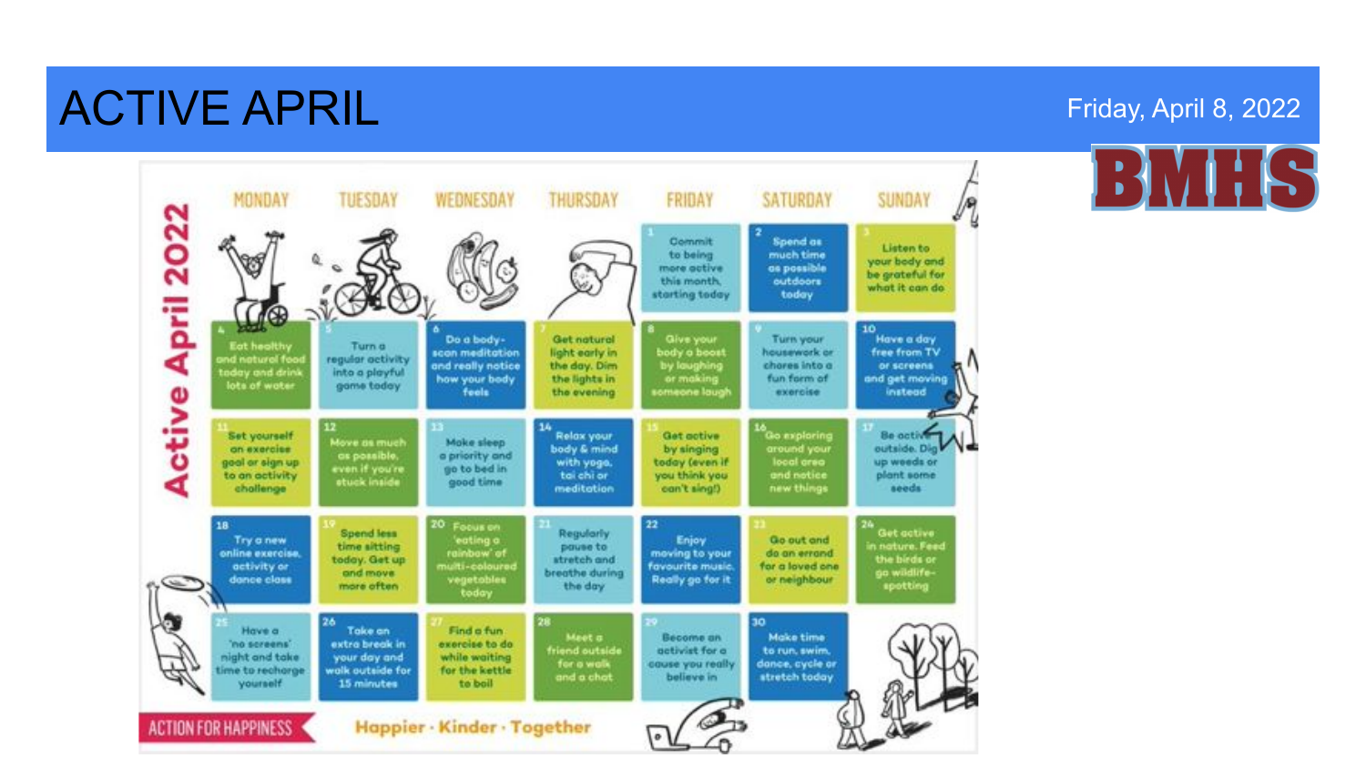# ACTIVE APRIL

Friday, April 8, 2022

BMHS

## Active April 2022

| MONDAY | TUESDAY | WEDNESDAY | THURSDAY | FRIDAY | SATURDAY | SUNDAY |
| --- | --- | --- | --- | --- | --- | --- |
| | | | | 1 Commit to being more active this month, starting today | 2 Spend as much time as possible outdoors today | 3 Listen to your body and be grateful for what it can do |
| 4 Eat healthy and natural food today and drink lots of water | 5 Turn a regular activity into a playful game today | 6 Do a body-scan meditation and really notice how your body feels | 7 Get natural light early in the day. Dim the lights in the evening | 8 Give your body a boost by laughing or making someone laugh | 9 Turn your housework or chores into a fun form of exercise | 10 Have a day free from TV or screens and get moving instead |
| 11 Set yourself an exercise goal or sign up to an activity challenge | 12 Move as much as possible, even if you're stuck inside | 13 Make sleep a priority and go to bed in good time | 14 Relax your body & mind with yoga, tai chi or meditation | 15 Get active by singing today (even if you think you can't sing!) | 16 Go exploring around your local area and notice new things | 17 Be active outside. Dig up weeds or plant some seeds |
| 18 Try a new online exercise, activity or dance class | 19 Spend less time sitting today. Get up and move more often | 20 Focus on 'eating a rainbow' of multi-coloured vegetables today | 21 Regularly pause to stretch and breathe during the day | 22 Enjoy moving to your favourite music. Really go for it | 23 Go out and do an errand for a loved one or neighbour | 24 Get active in nature. Feed the birds or go wildlife-spotting |
| 25 Have a 'no screens' night and take time to recharge yourself | 26 Take an extra break in your day and walk outside for 15 minutes | 27 Find a fun exercise to do while waiting for the kettle to boil | 28 Meet a friend outside for a walk and a chat | 29 Become an activist for a cause you really believe in | 30 Make time to run, swim, dance, cycle or stretch today | |

ACTION FOR HAPPINESS — Happier · Kinder · Together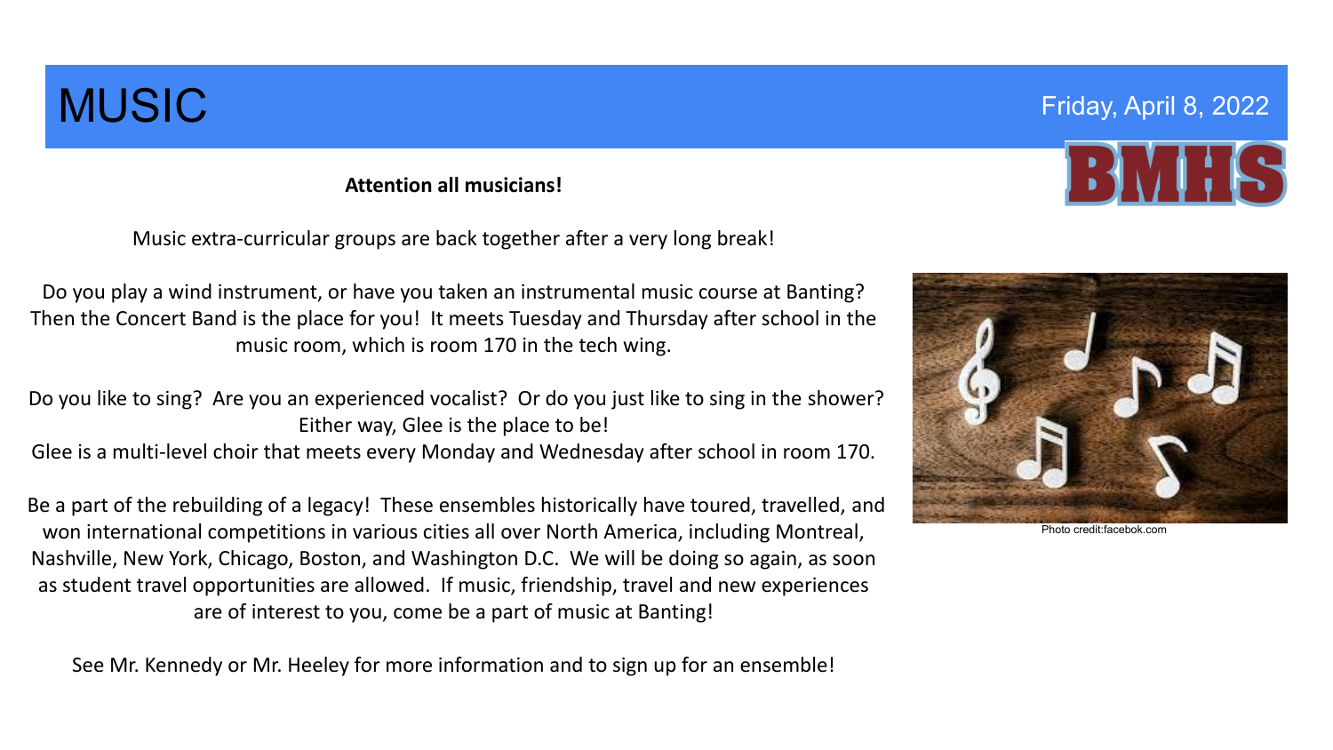# MUSIC

Friday, April 8, 2022

BMHS

**Attention all musicians!**

Music extra-curricular groups are back together after a very long break!

Do you play a wind instrument, or have you taken an instrumental music course at Banting? Then the Concert Band is the place for you! It meets Tuesday and Thursday after school in the music room, which is room 170 in the tech wing.

Do you like to sing? Are you an experienced vocalist? Or do you just like to sing in the shower? Either way, Glee is the place to be!
Glee is a multi-level choir that meets every Monday and Wednesday after school in room 170.

Be a part of the rebuilding of a legacy! These ensembles historically have toured, travelled, and won international competitions in various cities all over North America, including Montreal, Nashville, New York, Chicago, Boston, and Washington D.C. We will be doing so again, as soon as student travel opportunities are allowed. If music, friendship, travel and new experiences are of interest to you, come be a part of music at Banting!

See Mr. Kennedy or Mr. Heeley for more information and to sign up for an ensemble!

Photo credit:facebok.com